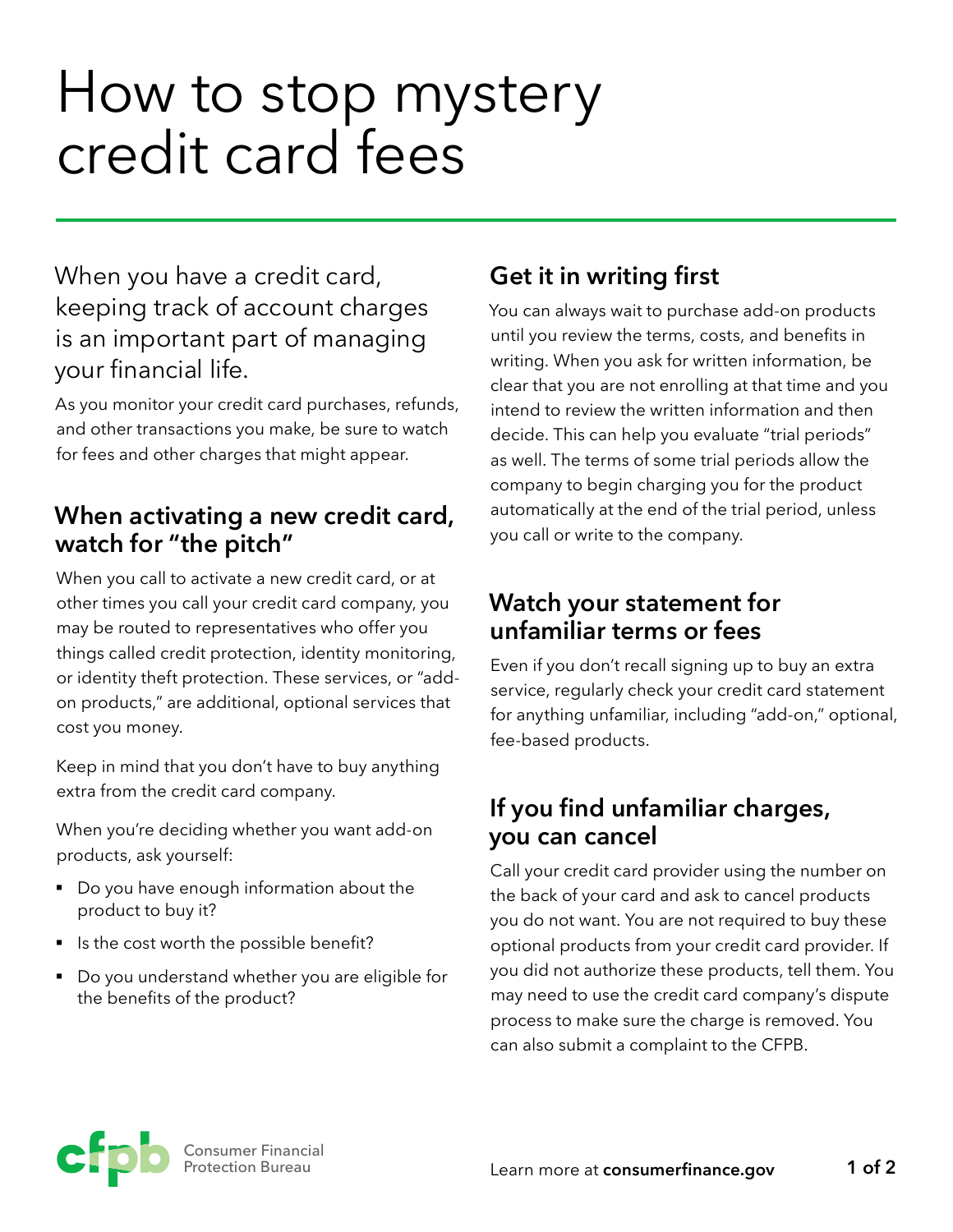# How to stop mystery credit card fees

When you have a credit card, keeping track of account charges is an important part of managing your financial life.

As you monitor your credit card purchases, refunds, and other transactions you make, be sure to watch for fees and other charges that might appear.

## When activating a new credit card, watch for "the pitch"

When you call to activate a new credit card, or at other times you call your credit card company, you may be routed to representatives who offer you things called credit protection, identity monitoring, or identity theft protection. These services, or "add-on products," are additional, optional services that cost you money.

Keep in mind that you don't have to buy anything extra from the credit card company.

When you're deciding whether you want add-on products, ask yourself:

- Do you have enough information about the product to buy it?
- Is the cost worth the possible benefit?
- Do you understand whether you are eligible for the benefits of the product?

## Get it in writing first

You can always wait to purchase add-on products until you review the terms, costs, and benefits in writing. When you ask for written information, be clear that you are not enrolling at that time and you intend to review the written information and then decide. This can help you evaluate "trial periods" as well. The terms of some trial periods allow the company to begin charging you for the product automatically at the end of the trial period, unless you call or write to the company.

## Watch your statement for unfamiliar terms or fees

Even if you don't recall signing up to buy an extra service, regularly check your credit card statement for anything unfamiliar, including "add-on," optional, fee-based products.

## If you find unfamiliar charges, you can cancel

Call your credit card provider using the number on the back of your card and ask to cancel products you do not want. You are not required to buy these optional products from your credit card provider. If you did not authorize these products, tell them. You may need to use the credit card company's dispute process to make sure the charge is removed. You can also submit a complaint to the CFPB.

Consumer Financial Protection Bureau

Learn more at **consumerfinance.gov**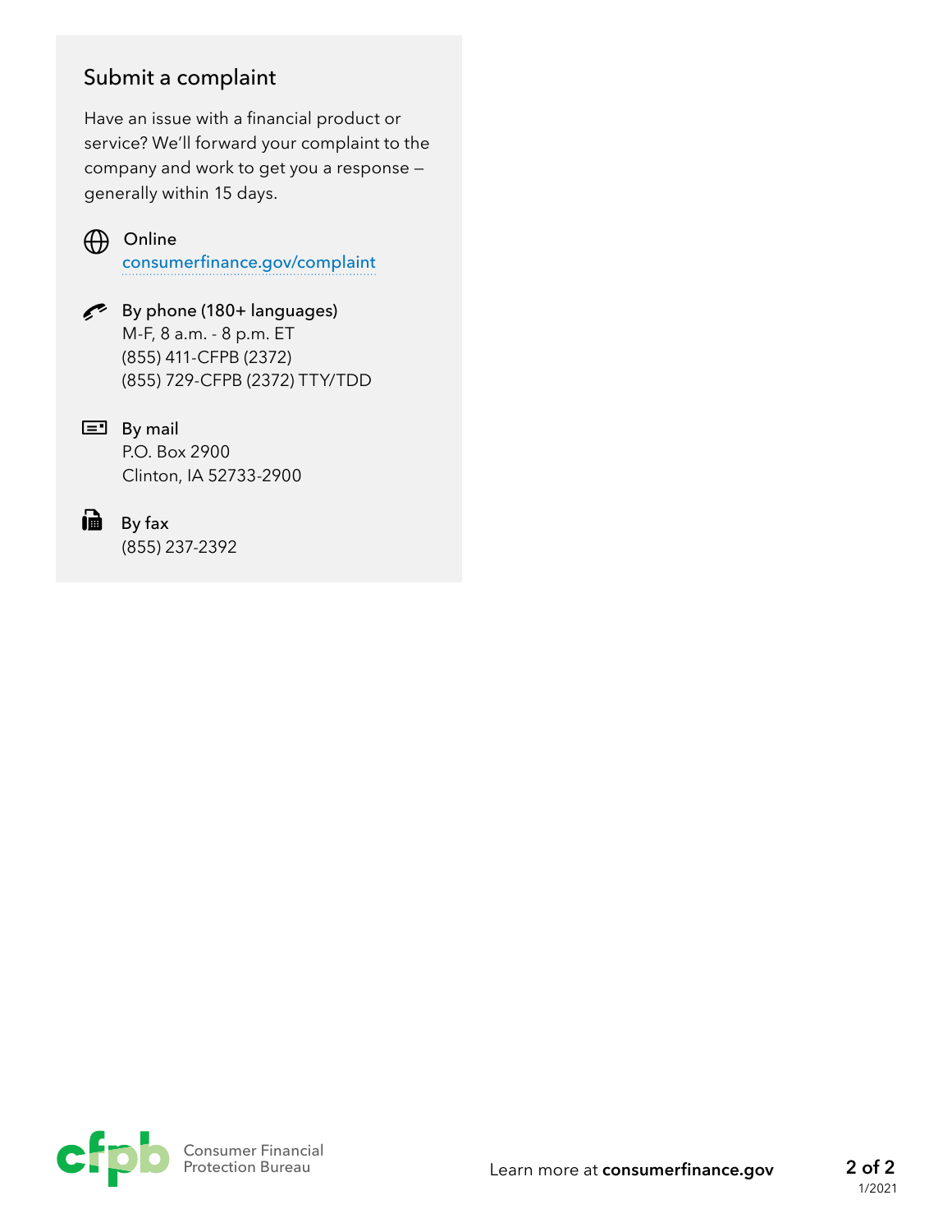## Submit a complaint

Have an issue with a financial product or service? We'll forward your complaint to the company and work to get you a response – generally within 15 days.

**Online**
consumerfinance.gov/complaint

**By phone (180+ languages)**
M-F, 8 a.m. - 8 p.m. ET
(855) 411-CFPB (2372)
(855) 729-CFPB (2372) TTY/TDD

**By mail**
P.O. Box 2900
Clinton, IA 52733-2900

**By fax**
(855) 237-2392

Consumer Financial Protection Bureau

Learn more at **consumerfinance.gov**

1/2021